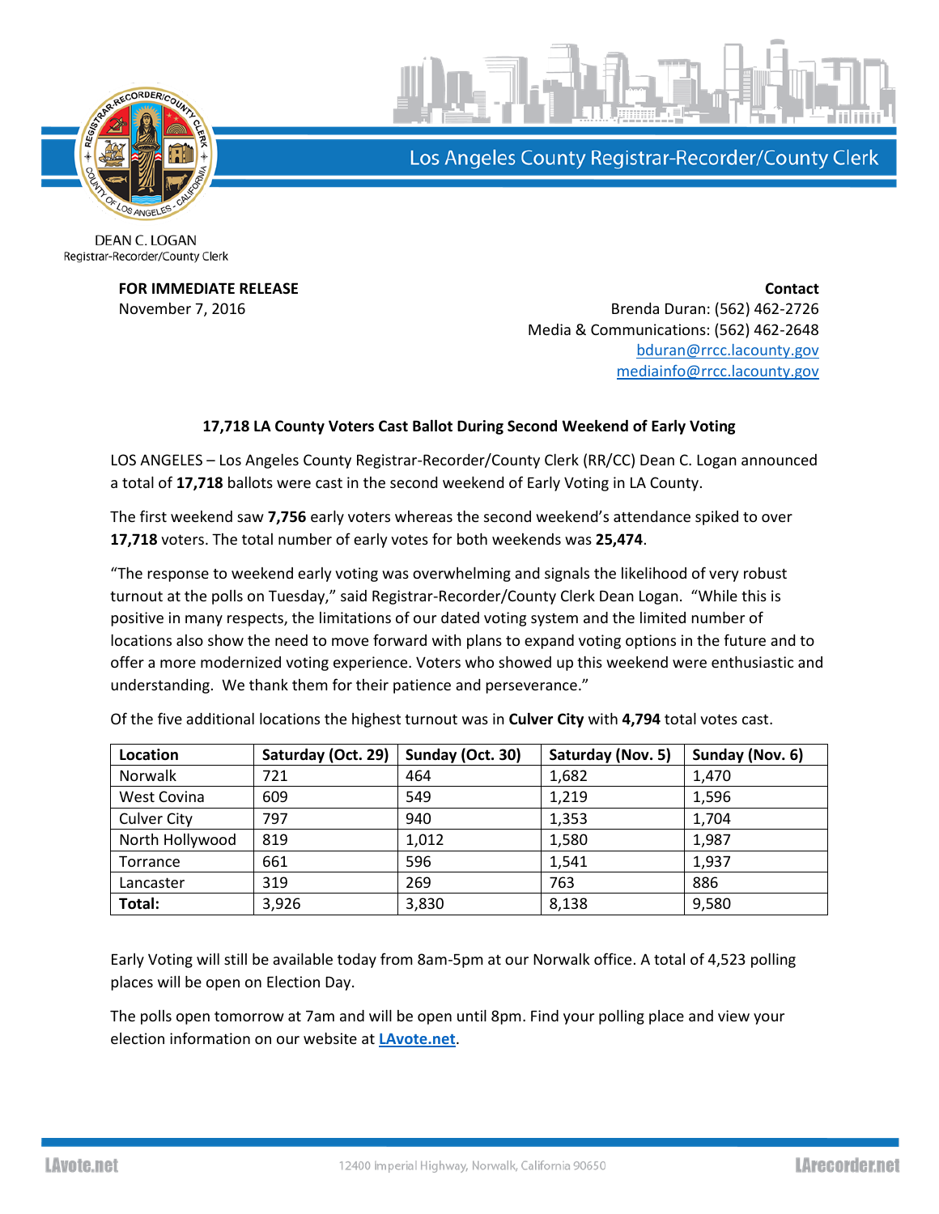Los Angeles County Registrar-Recorder/County Clerk

DEAN C. LOGAN
Registrar-Recorder/County Clerk

**FOR IMMEDIATE RELEASE**
November 7, 2016

**Contact**
Brenda Duran: (562) 462-2726
Media & Communications: (562) 462-2648
bduran@rrcc.lacounty.gov
mediainfo@rrcc.lacounty.gov

## 17,718 LA County Voters Cast Ballot During Second Weekend of Early Voting

LOS ANGELES – Los Angeles County Registrar-Recorder/County Clerk (RR/CC) Dean C. Logan announced a total of **17,718** ballots were cast in the second weekend of Early Voting in LA County.

The first weekend saw **7,756** early voters whereas the second weekend's attendance spiked to over **17,718** voters. The total number of early votes for both weekends was **25,474**.

"The response to weekend early voting was overwhelming and signals the likelihood of very robust turnout at the polls on Tuesday," said Registrar-Recorder/County Clerk Dean Logan. "While this is positive in many respects, the limitations of our dated voting system and the limited number of locations also show the need to move forward with plans to expand voting options in the future and to offer a more modernized voting experience. Voters who showed up this weekend were enthusiastic and understanding. We thank them for their patience and perseverance."

Of the five additional locations the highest turnout was in **Culver City** with **4,794** total votes cast.

| Location | Saturday (Oct. 29) | Sunday (Oct. 30) | Saturday (Nov. 5) | Sunday (Nov. 6) |
|---|---|---|---|---|
| Norwalk | 721 | 464 | 1,682 | 1,470 |
| West Covina | 609 | 549 | 1,219 | 1,596 |
| Culver City | 797 | 940 | 1,353 | 1,704 |
| North Hollywood | 819 | 1,012 | 1,580 | 1,987 |
| Torrance | 661 | 596 | 1,541 | 1,937 |
| Lancaster | 319 | 269 | 763 | 886 |
| **Total:** | 3,926 | 3,830 | 8,138 | 9,580 |

Early Voting will still be available today from 8am-5pm at our Norwalk office. A total of 4,523 polling places will be open on Election Day.

The polls open tomorrow at 7am and will be open until 8pm. Find your polling place and view your election information on our website at **LAvote.net**.

LAvote.net 12400 Imperial Highway, Norwalk, California 90650 LArecorder.net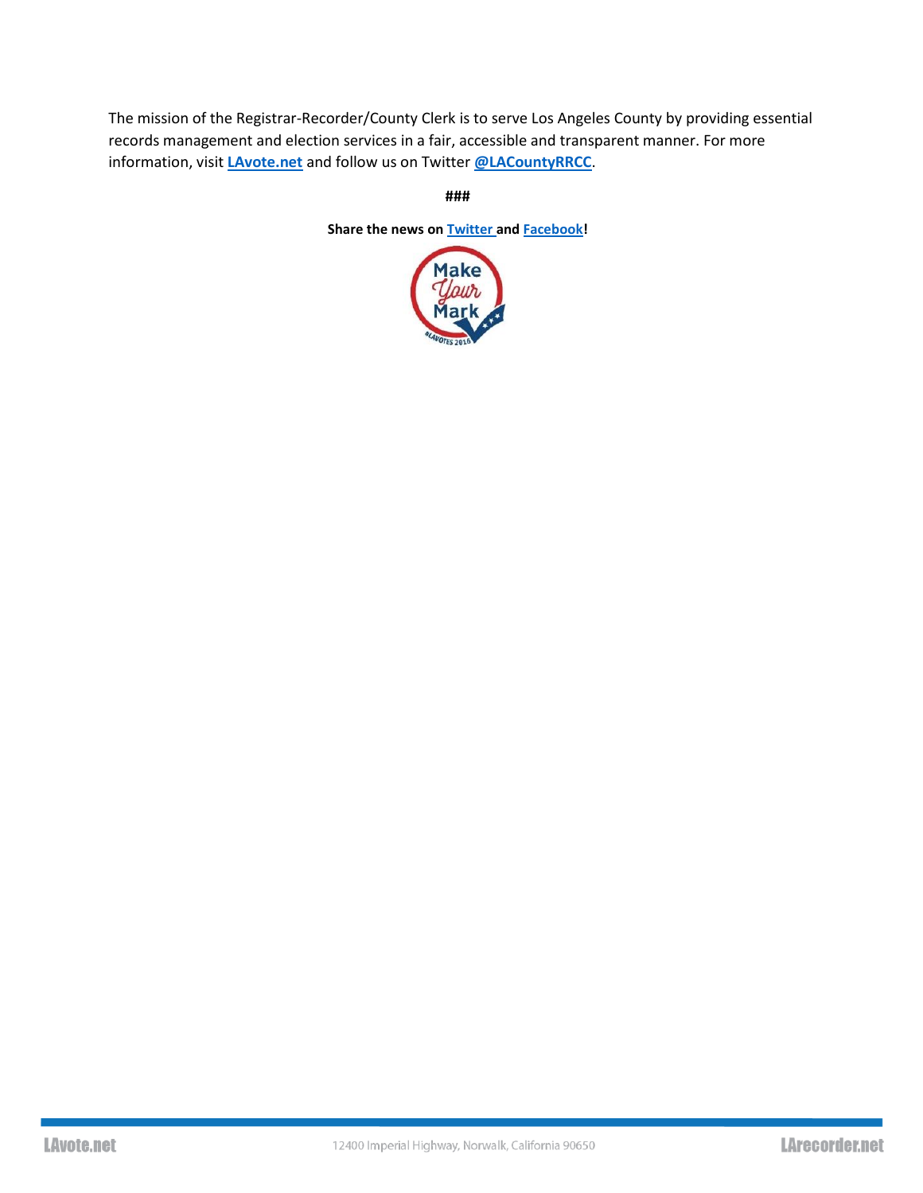The mission of the Registrar-Recorder/County Clerk is to serve Los Angeles County by providing essential records management and election services in a fair, accessible and transparent manner. For more information, visit **LAvote.net** and follow us on Twitter **@LACountyRRCC**.

**###**

**Share the news on Twitter and Facebook!**